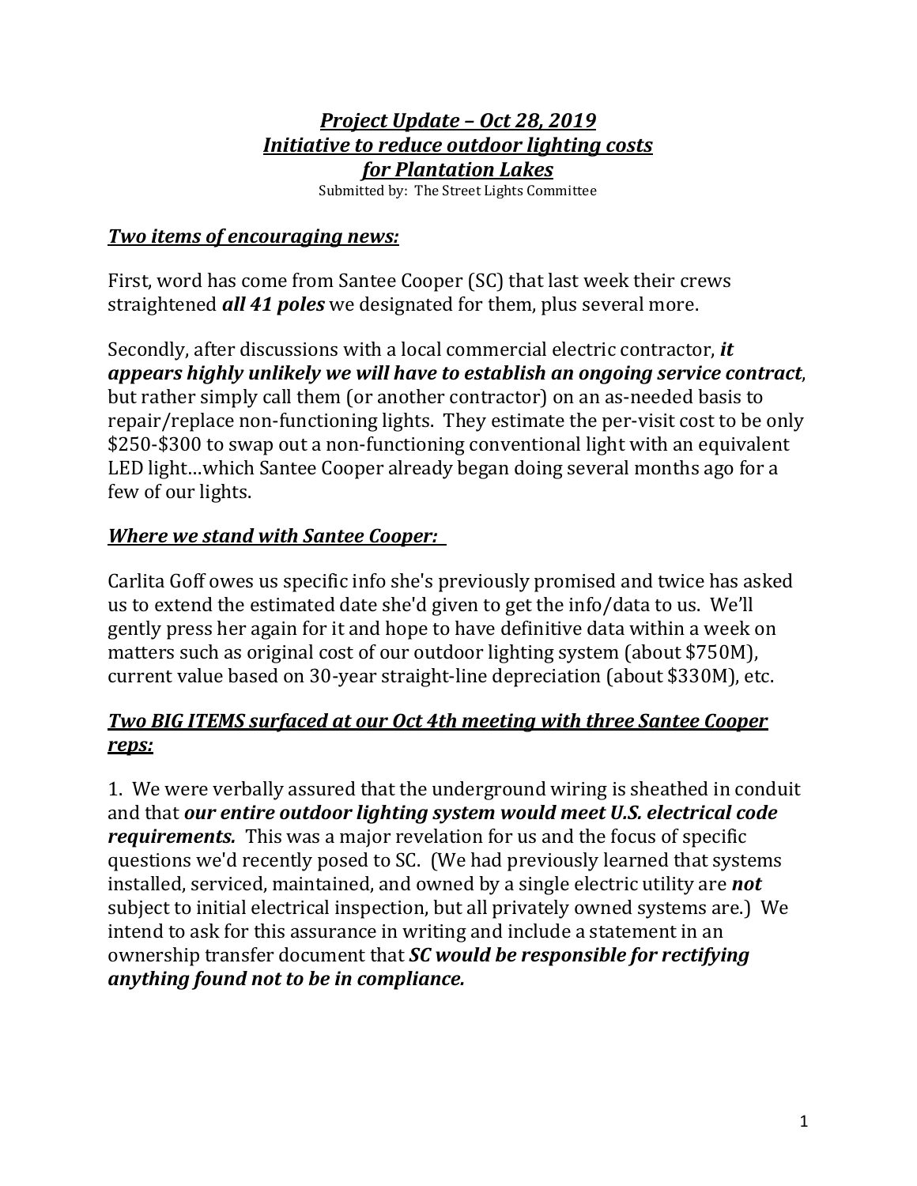# ***Project Update – Oct 28, 2019***
# ***Initiative to reduce outdoor lighting costs for Plantation Lakes***

Submitted by: The Street Lights Committee

## ***Two items of encouraging news:***

First, word has come from Santee Cooper (SC) that last week their crews straightened ***all 41 poles*** we designated for them, plus several more.

Secondly, after discussions with a local commercial electric contractor, ***it appears highly unlikely we will have to establish an ongoing service contract***, but rather simply call them (or another contractor) on an as-needed basis to repair/replace non-functioning lights. They estimate the per-visit cost to be only $250-$300 to swap out a non-functioning conventional light with an equivalent LED light…which Santee Cooper already began doing several months ago for a few of our lights.

## ***Where we stand with Santee Cooper:***

Carlita Goff owes us specific info she's previously promised and twice has asked us to extend the estimated date she'd given to get the info/data to us. We'll gently press her again for it and hope to have definitive data within a week on matters such as original cost of our outdoor lighting system (about $750M), current value based on 30-year straight-line depreciation (about $330M), etc.

## ***Two BIG ITEMS surfaced at our Oct 4th meeting with three Santee Cooper reps:***

1. We were verbally assured that the underground wiring is sheathed in conduit and that ***our entire outdoor lighting system would meet U.S. electrical code requirements.*** This was a major revelation for us and the focus of specific questions we'd recently posed to SC. (We had previously learned that systems installed, serviced, maintained, and owned by a single electric utility are ***not*** subject to initial electrical inspection, but all privately owned systems are.) We intend to ask for this assurance in writing and include a statement in an ownership transfer document that ***SC would be responsible for rectifying anything found not to be in compliance.***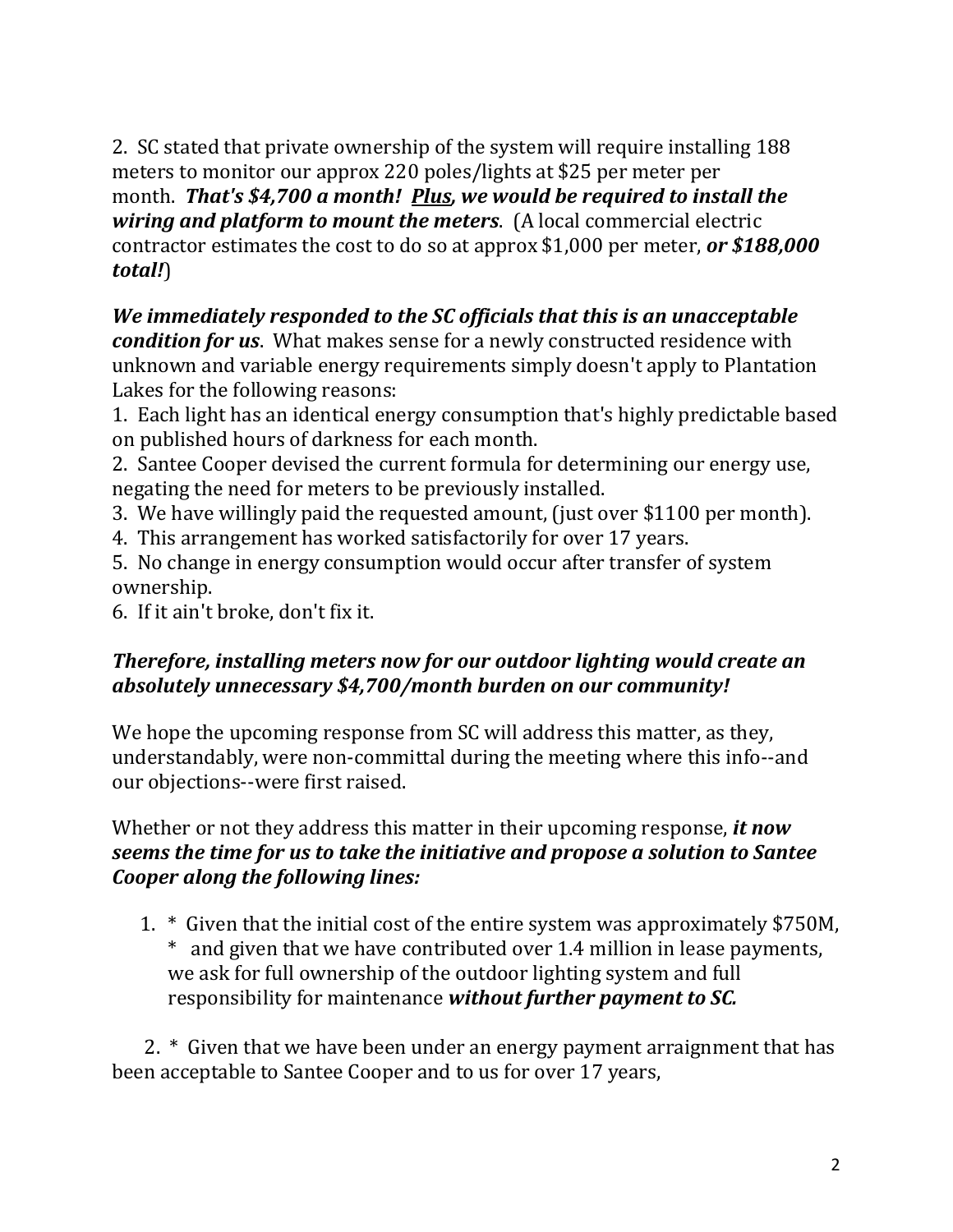2. SC stated that private ownership of the system will require installing 188 meters to monitor our approx 220 poles/lights at $25 per meter per month. ***That's $4,700 a month! <u>Plus</u>, we would be required to install the wiring and platform to mount the meters***. (A local commercial electric contractor estimates the cost to do so at approx $1,000 per meter, ***or $188,000 total!***)

***We immediately responded to the SC officials that this is an unacceptable condition for us***. What makes sense for a newly constructed residence with unknown and variable energy requirements simply doesn't apply to Plantation Lakes for the following reasons:

1. Each light has an identical energy consumption that's highly predictable based on published hours of darkness for each month.
2. Santee Cooper devised the current formula for determining our energy use, negating the need for meters to be previously installed.
3. We have willingly paid the requested amount, (just over $1100 per month).
4. This arrangement has worked satisfactorily for over 17 years.
5. No change in energy consumption would occur after transfer of system ownership.
6. If it ain't broke, don't fix it.

***Therefore, installing meters now for our outdoor lighting would create an absolutely unnecessary $4,700/month burden on our community!***

We hope the upcoming response from SC will address this matter, as they, understandably, were non-committal during the meeting where this info--and our objections--were first raised.

Whether or not they address this matter in their upcoming response, ***it now seems the time for us to take the initiative and propose a solution to Santee Cooper along the following lines:***

1. * Given that the initial cost of the entire system was approximately $750M,
   * and given that we have contributed over 1.4 million in lease payments, we ask for full ownership of the outdoor lighting system and full responsibility for maintenance ***without further payment to SC.***

2. * Given that we have been under an energy payment arraignment that has been acceptable to Santee Cooper and to us for over 17 years,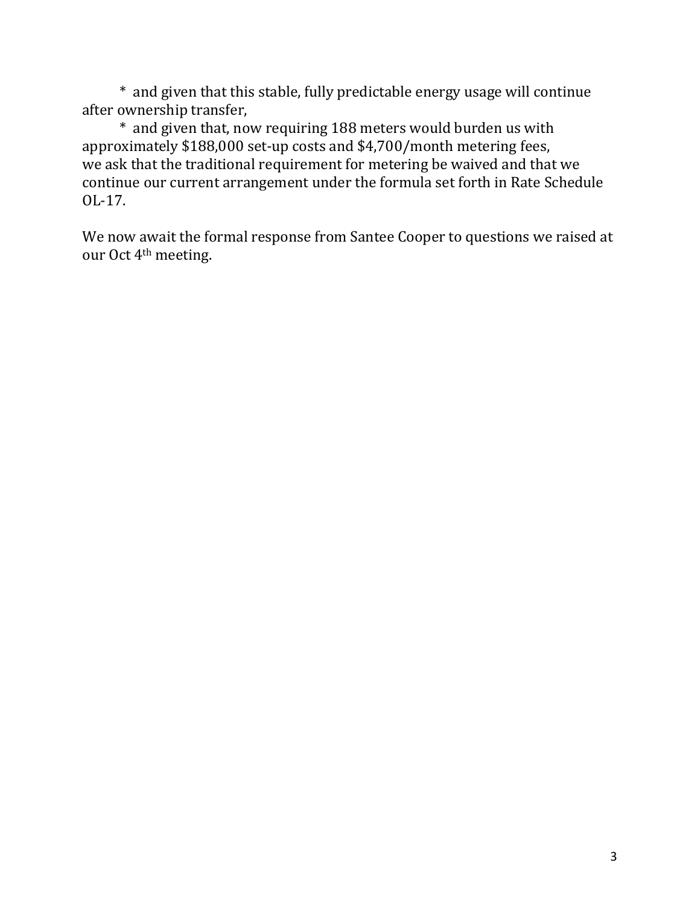* and given that this stable, fully predictable energy usage will continue after ownership transfer,

* and given that, now requiring 188 meters would burden us with approximately $188,000 set-up costs and $4,700/month metering fees,

we ask that the traditional requirement for metering be waived and that we continue our current arrangement under the formula set forth in Rate Schedule OL-17.

We now await the formal response from Santee Cooper to questions we raised at our Oct 4th meeting.